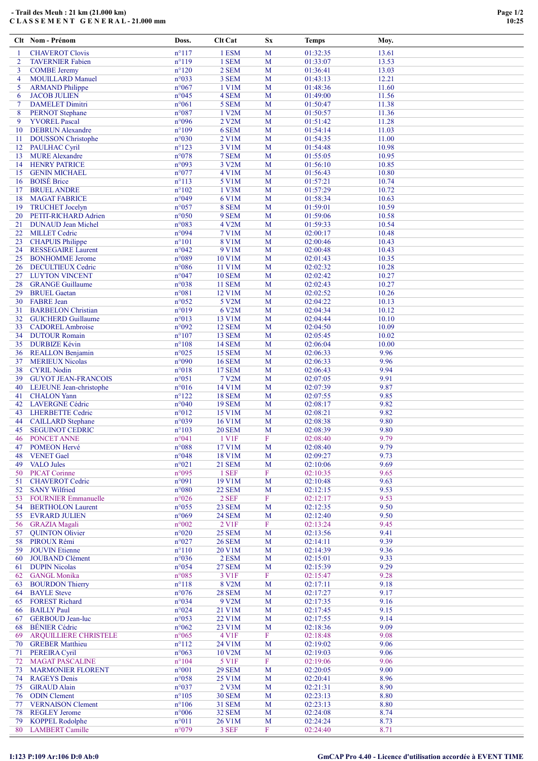**- Trail des Meuh : 21 km (21.000 km)**
**C L A S S E M E N T   G E N E R A L - 21.000 mm**

| Clt | Nom - Prénom | Doss. | Clt Cat | Sx | Temps | Moy. |
|---|---|---|---|---|---|---|
| 1 | CHAVEROT Clovis | n°117 | 1 ESM | M | 01:32:35 | 13.61 |
| 2 | TAVERNIER Fabien | n°119 | 1 SEM | M | 01:33:07 | 13.53 |
| 3 | COMBE Jeremy | n°120 | 2 SEM | M | 01:36:41 | 13.03 |
| 4 | MOUILLARD Manuel | n°033 | 3 SEM | M | 01:43:13 | 12.21 |
| 5 | ARMAND Philippe | n°067 | 1 V1M | M | 01:48:36 | 11.60 |
| 6 | JACOB JULIEN | n°045 | 4 SEM | M | 01:49:00 | 11.56 |
| 7 | DAMELET Dimitri | n°061 | 5 SEM | M | 01:50:47 | 11.38 |
| 8 | PERNOT Stephane | n°087 | 1 V2M | M | 01:50:57 | 11.36 |
| 9 | YVOREL Pascal | n°096 | 2 V2M | M | 01:51:42 | 11.28 |
| 10 | DEBRUN Alexandre | n°109 | 6 SEM | M | 01:54:14 | 11.03 |
| 11 | DOUSSON Christophe | n°030 | 2 V1M | M | 01:54:35 | 11.00 |
| 12 | PAULHAC Cyril | n°123 | 3 V1M | M | 01:54:48 | 10.98 |
| 13 | MURE Alexandre | n°078 | 7 SEM | M | 01:55:05 | 10.95 |
| 14 | HENRY PATRICE | n°093 | 3 V2M | M | 01:56:10 | 10.85 |
| 15 | GENIN MICHAEL | n°077 | 4 V1M | M | 01:56:43 | 10.80 |
| 16 | BOISÉ Brice | n°113 | 5 V1M | M | 01:57:21 | 10.74 |
| 17 | BRUEL ANDRE | n°102 | 1 V3M | M | 01:57:29 | 10.72 |
| 18 | MAGAT FABRICE | n°049 | 6 V1M | M | 01:58:34 | 10.63 |
| 19 | TRUCHET Jocelyn | n°057 | 8 SEM | M | 01:59:01 | 10.59 |
| 20 | PETIT-RICHARD Adrien | n°050 | 9 SEM | M | 01:59:06 | 10.58 |
| 21 | DUNAUD Jean Michel | n°083 | 4 V2M | M | 01:59:33 | 10.54 |
| 22 | MILLET Cedric | n°094 | 7 V1M | M | 02:00:17 | 10.48 |
| 23 | CHAPUIS Philippe | n°101 | 8 V1M | M | 02:00:46 | 10.43 |
| 24 | RESSEGAIRE Laurent | n°042 | 9 V1M | M | 02:00:48 | 10.43 |
| 25 | BONHOMME Jerome | n°089 | 10 V1M | M | 02:01:43 | 10.35 |
| 26 | DECULTIEUX Cedric | n°086 | 11 V1M | M | 02:02:32 | 10.28 |
| 27 | LUYTON VINCENT | n°047 | 10 SEM | M | 02:02:42 | 10.27 |
| 28 | GRANGE Guillaume | n°038 | 11 SEM | M | 02:02:43 | 10.27 |
| 29 | BRUEL Gaetan | n°081 | 12 V1M | M | 02:02:52 | 10.26 |
| 30 | FABRE Jean | n°052 | 5 V2M | M | 02:04:22 | 10.13 |
| 31 | BARBELON Christian | n°019 | 6 V2M | M | 02:04:34 | 10.12 |
| 32 | GUICHERD Guillaume | n°013 | 13 V1M | M | 02:04:44 | 10.10 |
| 33 | CADOREL Ambroise | n°092 | 12 SEM | M | 02:04:50 | 10.09 |
| 34 | DUTOUR Romain | n°107 | 13 SEM | M | 02:05:45 | 10.02 |
| 35 | DURBIZE Kévin | n°108 | 14 SEM | M | 02:06:04 | 10.00 |
| 36 | REALLON Benjamin | n°025 | 15 SEM | M | 02:06:33 | 9.96 |
| 37 | MERIEUX Nicolas | n°090 | 16 SEM | M | 02:06:33 | 9.96 |
| 38 | CYRIL Nodin | n°018 | 17 SEM | M | 02:06:43 | 9.94 |
| 39 | GUYOT JEAN-FRANCOIS | n°051 | 7 V2M | M | 02:07:05 | 9.91 |
| 40 | LEJEUNE Jean-christophe | n°016 | 14 V1M | M | 02:07:39 | 9.87 |
| 41 | CHALON Yann | n°122 | 18 SEM | M | 02:07:55 | 9.85 |
| 42 | LAVERGNE Cédric | n°040 | 19 SEM | M | 02:08:17 | 9.82 |
| 43 | LHERBETTE Cedric | n°012 | 15 V1M | M | 02:08:21 | 9.82 |
| 44 | CAILLARD Stephane | n°039 | 16 V1M | M | 02:08:38 | 9.80 |
| 45 | SEGUINOT CEDRIC | n°103 | 20 SEM | M | 02:08:39 | 9.80 |
| 46 | PONCET ANNE | n°041 | 1 V1F | F | 02:08:40 | 9.79 |
| 47 | POMEON Hervé | n°088 | 17 V1M | M | 02:08:40 | 9.79 |
| 48 | VENET Gael | n°048 | 18 V1M | M | 02:09:27 | 9.73 |
| 49 | VALO Jules | n°021 | 21 SEM | M | 02:10:06 | 9.69 |
| 50 | PICAT Corinne | n°095 | 1 SEF | F | 02:10:35 | 9.65 |
| 51 | CHAVEROT Cedric | n°091 | 19 V1M | M | 02:10:48 | 9.63 |
| 52 | SANY Wilfried | n°080 | 22 SEM | M | 02:12:15 | 9.53 |
| 53 | FOURNIER Emmanuelle | n°026 | 2 SEF | F | 02:12:17 | 9.53 |
| 54 | BERTHOLON Laurent | n°055 | 23 SEM | M | 02:12:35 | 9.50 |
| 55 | EVRARD JULIEN | n°069 | 24 SEM | M | 02:12:40 | 9.50 |
| 56 | GRAZIA Magali | n°002 | 2 V1F | F | 02:13:24 | 9.45 |
| 57 | QUINTON Olivier | n°020 | 25 SEM | M | 02:13:56 | 9.41 |
| 58 | PIROUX Rémi | n°027 | 26 SEM | M | 02:14:11 | 9.39 |
| 59 | JOUVIN Etienne | n°110 | 20 V1M | M | 02:14:39 | 9.36 |
| 60 | JOUBAND Clément | n°036 | 2 ESM | M | 02:15:01 | 9.33 |
| 61 | DUPIN Nicolas | n°054 | 27 SEM | M | 02:15:39 | 9.29 |
| 62 | GANGL Monika | n°085 | 3 V1F | F | 02:15:47 | 9.28 |
| 63 | BOURDON Thierry | n°118 | 8 V2M | M | 02:17:11 | 9.18 |
| 64 | BAYLE Steve | n°076 | 28 SEM | M | 02:17:27 | 9.17 |
| 65 | FOREST Richard | n°034 | 9 V2M | M | 02:17:35 | 9.16 |
| 66 | BAILLY Paul | n°024 | 21 V1M | M | 02:17:45 | 9.15 |
| 67 | GERBOUD Jean-luc | n°053 | 22 V1M | M | 02:17:55 | 9.14 |
| 68 | BÉNIER Cédric | n°062 | 23 V1M | M | 02:18:36 | 9.09 |
| 69 | ARQUILLIERE CHRISTELE | n°065 | 4 V1F | F | 02:18:48 | 9.08 |
| 70 | GREBER Matthieu | n°112 | 24 V1M | M | 02:19:02 | 9.06 |
| 71 | PEREIRA Cyril | n°063 | 10 V2M | M | 02:19:03 | 9.06 |
| 72 | MAGAT PASCALINE | n°104 | 5 V1F | F | 02:19:06 | 9.06 |
| 73 | MARMONIER FLORENT | n°001 | 29 SEM | M | 02:20:05 | 9.00 |
| 74 | RAGEYS Denis | n°058 | 25 V1M | M | 02:20:41 | 8.96 |
| 75 | GIRAUD Alain | n°037 | 2 V3M | M | 02:21:31 | 8.90 |
| 76 | ODIN Clement | n°105 | 30 SEM | M | 02:23:13 | 8.80 |
| 77 | VERNAISON Clement | n°106 | 31 SEM | M | 02:23:13 | 8.80 |
| 78 | REGLEY Jerome | n°006 | 32 SEM | M | 02:24:08 | 8.74 |
| 79 | KOPPEL Rodolphe | n°011 | 26 V1M | M | 02:24:24 | 8.73 |
| 80 | LAMBERT Camille | n°079 | 3 SEF | F | 02:24:40 | 8.71 |

I:123 P:109 Ar:106 D:0 Ab:0

GmCAP Pro 4.40 - Licence d'utilisation accordée à EVENT TIME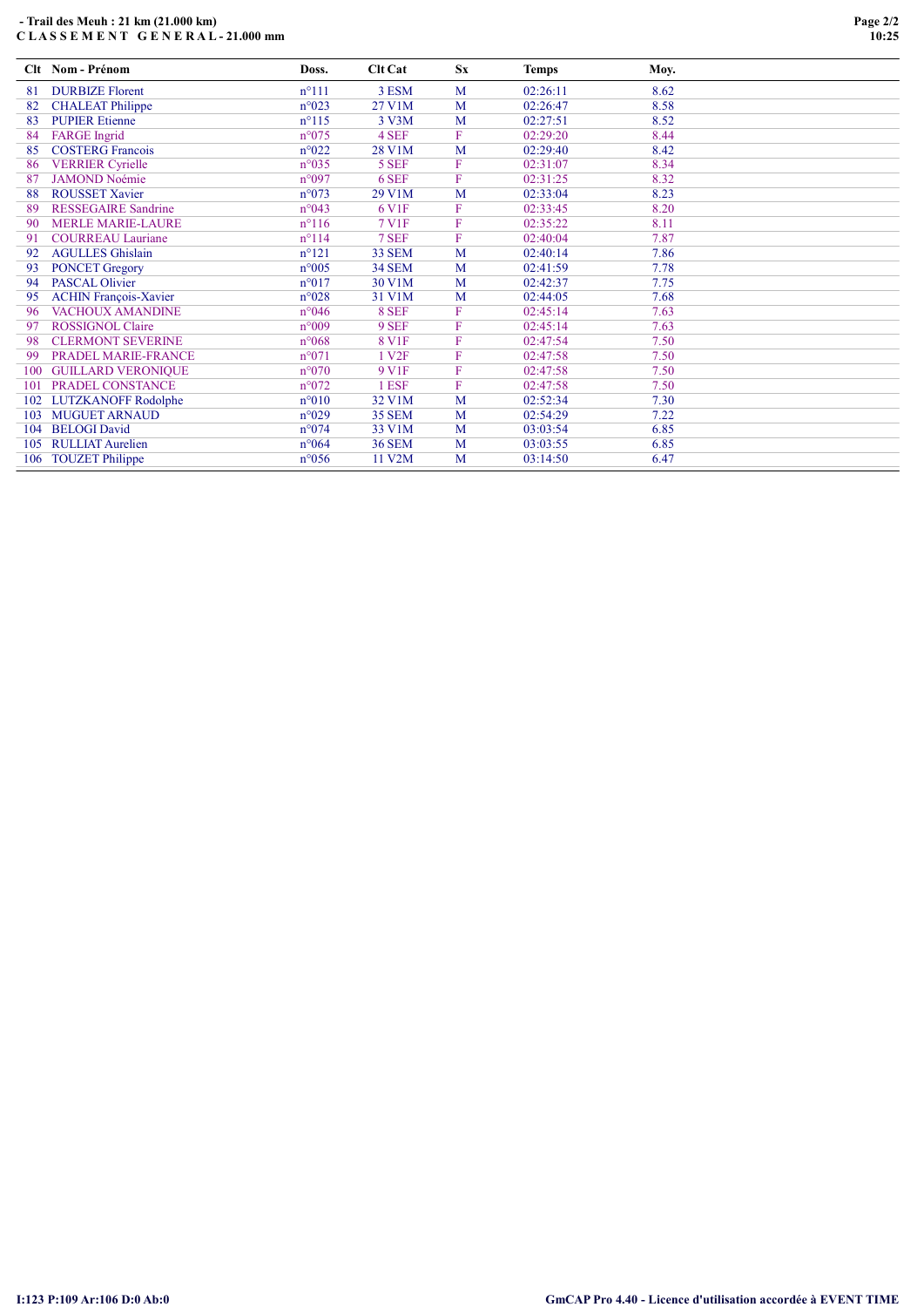**- Trail des Meuh : 21 km (21.000 km)**
**C L A S S E M E N T   G E N E R A L - 21.000 mm**

| Clt | Nom - Prénom | Doss. | Clt Cat | Sx | Temps | Moy. |
|---|---|---|---|---|---|---|
| 81 | DURBIZE Florent | n°111 | 3 ESM | M | 02:26:11 | 8.62 |
| 82 | CHALEAT Philippe | n°023 | 27 V1M | M | 02:26:47 | 8.58 |
| 83 | PUPIER Etienne | n°115 | 3 V3M | M | 02:27:51 | 8.52 |
| 84 | FARGE Ingrid | n°075 | 4 SEF | F | 02:29:20 | 8.44 |
| 85 | COSTERG Francois | n°022 | 28 V1M | M | 02:29:40 | 8.42 |
| 86 | VERRIER Cyrielle | n°035 | 5 SEF | F | 02:31:07 | 8.34 |
| 87 | JAMOND Noémie | n°097 | 6 SEF | F | 02:31:25 | 8.32 |
| 88 | ROUSSET Xavier | n°073 | 29 V1M | M | 02:33:04 | 8.23 |
| 89 | RESSEGAIRE Sandrine | n°043 | 6 V1F | F | 02:33:45 | 8.20 |
| 90 | MERLE MARIE-LAURE | n°116 | 7 V1F | F | 02:35:22 | 8.11 |
| 91 | COURREAU Lauriane | n°114 | 7 SEF | F | 02:40:04 | 7.87 |
| 92 | AGULLES Ghislain | n°121 | 33 SEM | M | 02:40:14 | 7.86 |
| 93 | PONCET Gregory | n°005 | 34 SEM | M | 02:41:59 | 7.78 |
| 94 | PASCAL Olivier | n°017 | 30 V1M | M | 02:42:37 | 7.75 |
| 95 | ACHIN François-Xavier | n°028 | 31 V1M | M | 02:44:05 | 7.68 |
| 96 | VACHOUX AMANDINE | n°046 | 8 SEF | F | 02:45:14 | 7.63 |
| 97 | ROSSIGNOL Claire | n°009 | 9 SEF | F | 02:45:14 | 7.63 |
| 98 | CLERMONT SEVERINE | n°068 | 8 V1F | F | 02:47:54 | 7.50 |
| 99 | PRADEL MARIE-FRANCE | n°071 | 1 V2F | F | 02:47:58 | 7.50 |
| 100 | GUILLARD VERONIQUE | n°070 | 9 V1F | F | 02:47:58 | 7.50 |
| 101 | PRADEL CONSTANCE | n°072 | 1 ESF | F | 02:47:58 | 7.50 |
| 102 | LUTZKANOFF Rodolphe | n°010 | 32 V1M | M | 02:52:34 | 7.30 |
| 103 | MUGUET ARNAUD | n°029 | 35 SEM | M | 02:54:29 | 7.22 |
| 104 | BELOGI David | n°074 | 33 V1M | M | 03:03:54 | 6.85 |
| 105 | RULLIAT Aurelien | n°064 | 36 SEM | M | 03:03:55 | 6.85 |
| 106 | TOUZET Philippe | n°056 | 11 V2M | M | 03:14:50 | 6.47 |

I:123 P:109 Ar:106 D:0 Ab:0

GmCAP Pro 4.40 - Licence d'utilisation accordée à EVENT TIME